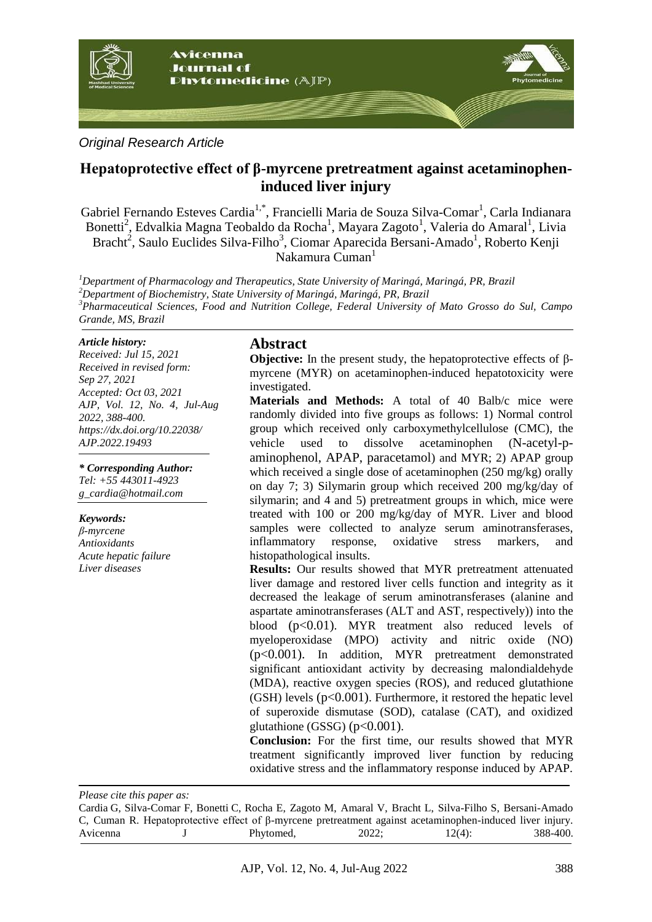*Original Research Article*

# Hepatoprotective effect of β-myrcene pretreatment against acetaminophen-induced liver injury

Gabriel Fernando Esteves Cardia[1,*], Francielli Maria de Souza Silva-Comar[1], Carla Indianara Bonetti[2], Edvalkia Magna Teobaldo da Rocha[1], Mayara Zagoto[1], Valeria do Amaral[1], Livia Bracht[2], Saulo Euclides Silva-Filho[3], Ciomar Aparecida Bersani-Amado[1], Roberto Kenji Nakamura Cuman[1]

[1]*Department of Pharmacology and Therapeutics, State University of Maringá, Maringá, PR, Brazil*
[2]*Department of Biochemistry, State University of Maringá, Maringá, PR, Brazil*
[3]*Pharmaceutical Sciences, Food and Nutrition College, Federal University of Mato Grosso do Sul, Campo Grande, MS, Brazil*

***Article history:***
*Received: Jul 15, 2021*
*Received in revised form: Sep 27, 2021*
*Accepted: Oct 03, 2021*
*AJP, Vol. 12, No. 4, Jul-Aug 2022, 388-400.*
*https://dx.doi.org/10.22038/AJP.2022.19493*

***\* Corresponding Author:***
*Tel: +55 443011-4923*
*g_cardia@hotmail.com*

***Keywords:***
*β-myrcene*
*Antioxidants*
*Acute hepatic failure*
*Liver diseases*

## Abstract

**Objective:** In the present study, the hepatoprotective effects of β-myrcene (MYR) on acetaminophen-induced hepatotoxicity were investigated.

**Materials and Methods:** A total of 40 Balb/c mice were randomly divided into five groups as follows: 1) Normal control group which received only carboxymethylcellulose (CMC), the vehicle used to dissolve acetaminophen (N-acetyl-p-aminophenol, APAP, paracetamol) and MYR; 2) APAP group which received a single dose of acetaminophen (250 mg/kg) orally on day 7; 3) Silymarin group which received 200 mg/kg/day of silymarin; and 4 and 5) pretreatment groups in which, mice were treated with 100 or 200 mg/kg/day of MYR. Liver and blood samples were collected to analyze serum aminotransferases, inflammatory response, oxidative stress markers, and histopathological insults.

**Results:** Our results showed that MYR pretreatment attenuated liver damage and restored liver cells function and integrity as it decreased the leakage of serum aminotransferases (alanine and aspartate aminotransferases (ALT and AST, respectively)) into the blood ($p<0.01$). MYR treatment also reduced levels of myeloperoxidase (MPO) activity and nitric oxide (NO) ($p<0.001$). In addition, MYR pretreatment demonstrated significant antioxidant activity by decreasing malondialdehyde (MDA), reactive oxygen species (ROS), and reduced glutathione (GSH) levels ($p<0.001$). Furthermore, it restored the hepatic level of superoxide dismutase (SOD), catalase (CAT), and oxidized glutathione (GSSG) ($p<0.001$).

**Conclusion:** For the first time, our results showed that MYR treatment significantly improved liver function by reducing oxidative stress and the inflammatory response induced by APAP.

*Please cite this paper as:*

Cardia G, Silva-Comar F, Bonetti C, Rocha E, Zagoto M, Amaral V, Bracht L, Silva-Filho S, Bersani-Amado C, Cuman R. Hepatoprotective effect of β-myrcene pretreatment against acetaminophen-induced liver injury. Avicenna J Phytomed, 2022; 12(4): 388-400.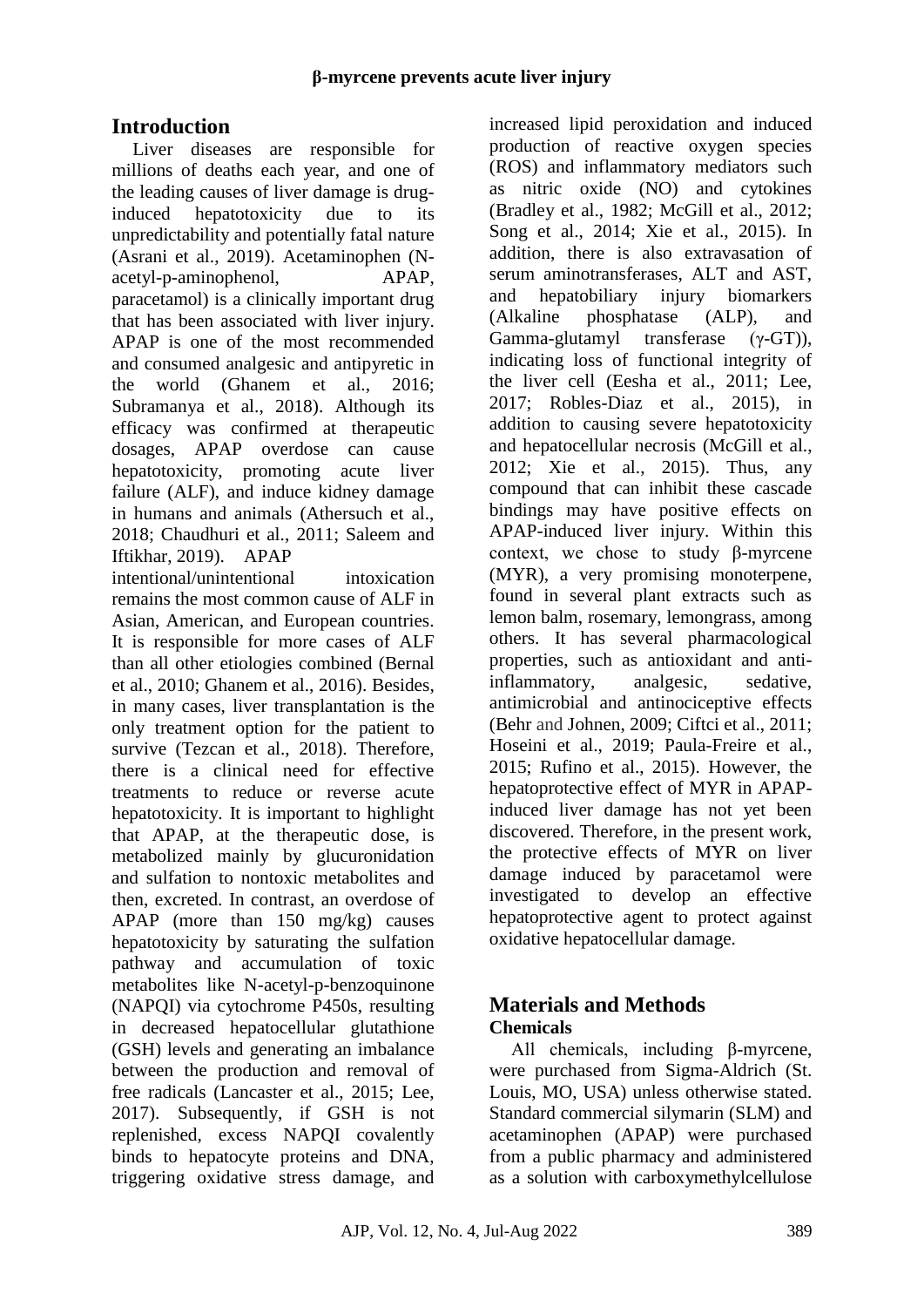## Introduction

Liver diseases are responsible for millions of deaths each year, and one of the leading causes of liver damage is drug-induced hepatotoxicity due to its unpredictability and potentially fatal nature (Asrani et al., 2019). Acetaminophen (N-acetyl-p-aminophenol, APAP, paracetamol) is a clinically important drug that has been associated with liver injury. APAP is one of the most recommended and consumed analgesic and antipyretic in the world (Ghanem et al., 2016; Subramanya et al., 2018). Although its efficacy was confirmed at therapeutic dosages, APAP overdose can cause hepatotoxicity, promoting acute liver failure (ALF), and induce kidney damage in humans and animals (Athersuch et al., 2018; Chaudhuri et al., 2011; Saleem and Iftikhar, 2019). APAP intentional/unintentional intoxication remains the most common cause of ALF in Asian, American, and European countries. It is responsible for more cases of ALF than all other etiologies combined (Bernal et al., 2010; Ghanem et al., 2016). Besides, in many cases, liver transplantation is the only treatment option for the patient to survive (Tezcan et al., 2018). Therefore, there is a clinical need for effective treatments to reduce or reverse acute hepatotoxicity. It is important to highlight that APAP, at the therapeutic dose, is metabolized mainly by glucuronidation and sulfation to nontoxic metabolites and then, excreted. In contrast, an overdose of APAP (more than 150 mg/kg) causes hepatotoxicity by saturating the sulfation pathway and accumulation of toxic metabolites like N-acetyl-p-benzoquinone (NAPQI) via cytochrome P450s, resulting in decreased hepatocellular glutathione (GSH) levels and generating an imbalance between the production and removal of free radicals (Lancaster et al., 2015; Lee, 2017). Subsequently, if GSH is not replenished, excess NAPQI covalently binds to hepatocyte proteins and DNA, triggering oxidative stress damage, and increased lipid peroxidation and induced production of reactive oxygen species (ROS) and inflammatory mediators such as nitric oxide (NO) and cytokines (Bradley et al., 1982; McGill et al., 2012; Song et al., 2014; Xie et al., 2015). In addition, there is also extravasation of serum aminotransferases, ALT and AST, and hepatobiliary injury biomarkers (Alkaline phosphatase (ALP), and Gamma-glutamyl transferase (γ-GT)), indicating loss of functional integrity of the liver cell (Eesha et al., 2011; Lee, 2017; Robles-Diaz et al., 2015), in addition to causing severe hepatotoxicity and hepatocellular necrosis (McGill et al., 2012; Xie et al., 2015). Thus, any compound that can inhibit these cascade bindings may have positive effects on APAP-induced liver injury. Within this context, we chose to study β-myrcene (MYR), a very promising monoterpene, found in several plant extracts such as lemon balm, rosemary, lemongrass, among others. It has several pharmacological properties, such as antioxidant and anti-inflammatory, analgesic, sedative, antimicrobial and antinociceptive effects (Behr and Johnen, 2009; Ciftci et al., 2011; Hoseini et al., 2019; Paula-Freire et al., 2015; Rufino et al., 2015). However, the hepatoprotective effect of MYR in APAP-induced liver damage has not yet been discovered. Therefore, in the present work, the protective effects of MYR on liver damage induced by paracetamol were investigated to develop an effective hepatoprotective agent to protect against oxidative hepatocellular damage.

## Materials and Methods

### Chemicals

All chemicals, including β-myrcene, were purchased from Sigma-Aldrich (St. Louis, MO, USA) unless otherwise stated. Standard commercial silymarin (SLM) and acetaminophen (APAP) were purchased from a public pharmacy and administered as a solution with carboxymethylcellulose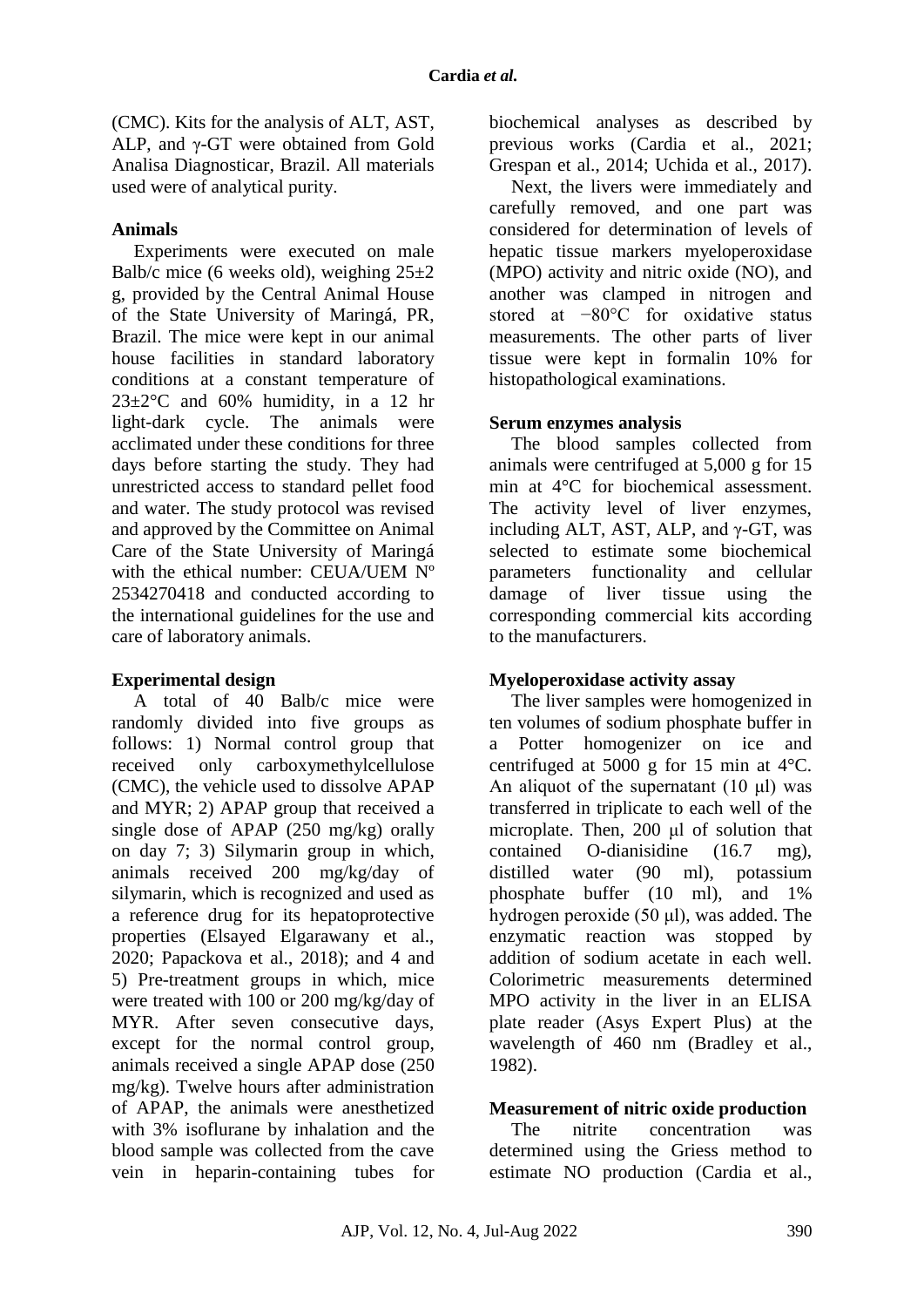(CMC). Kits for the analysis of ALT, AST, ALP, and γ-GT were obtained from Gold Analisa Diagnosticar, Brazil. All materials used were of analytical purity.

### Animals

Experiments were executed on male Balb/c mice (6 weeks old), weighing 25±2 g, provided by the Central Animal House of the State University of Maringá, PR, Brazil. The mice were kept in our animal house facilities in standard laboratory conditions at a constant temperature of 23±2°C and 60% humidity, in a 12 hr light-dark cycle. The animals were acclimated under these conditions for three days before starting the study. They had unrestricted access to standard pellet food and water. The study protocol was revised and approved by the Committee on Animal Care of the State University of Maringá with the ethical number: CEUA/UEM Nº 2534270418 and conducted according to the international guidelines for the use and care of laboratory animals.

### Experimental design

A total of 40 Balb/c mice were randomly divided into five groups as follows: 1) Normal control group that received only carboxymethylcellulose (CMC), the vehicle used to dissolve APAP and MYR; 2) APAP group that received a single dose of APAP (250 mg/kg) orally on day 7; 3) Silymarin group in which, animals received 200 mg/kg/day of silymarin, which is recognized and used as a reference drug for its hepatoprotective properties (Elsayed Elgarawany et al., 2020; Papackova et al., 2018); and 4 and 5) Pre-treatment groups in which, mice were treated with 100 or 200 mg/kg/day of MYR. After seven consecutive days, except for the normal control group, animals received a single APAP dose (250 mg/kg). Twelve hours after administration of APAP, the animals were anesthetized with 3% isoflurane by inhalation and the blood sample was collected from the cave vein in heparin-containing tubes for biochemical analyses as described by previous works (Cardia et al., 2021; Grespan et al., 2014; Uchida et al., 2017).

Next, the livers were immediately and carefully removed, and one part was considered for determination of levels of hepatic tissue markers myeloperoxidase (MPO) activity and nitric oxide (NO), and another was clamped in nitrogen and stored at −80°C for oxidative status measurements. The other parts of liver tissue were kept in formalin 10% for histopathological examinations.

### Serum enzymes analysis

The blood samples collected from animals were centrifuged at 5,000 g for 15 min at 4°C for biochemical assessment. The activity level of liver enzymes, including ALT, AST, ALP, and γ-GT, was selected to estimate some biochemical parameters functionality and cellular damage of liver tissue using the corresponding commercial kits according to the manufacturers.

### Myeloperoxidase activity assay

The liver samples were homogenized in ten volumes of sodium phosphate buffer in a Potter homogenizer on ice and centrifuged at 5000 g for 15 min at 4°C. An aliquot of the supernatant (10 μl) was transferred in triplicate to each well of the microplate. Then, 200 μl of solution that contained O-dianisidine (16.7 mg), distilled water (90 ml), potassium phosphate buffer (10 ml), and 1% hydrogen peroxide (50 μl), was added. The enzymatic reaction was stopped by addition of sodium acetate in each well. Colorimetric measurements determined MPO activity in the liver in an ELISA plate reader (Asys Expert Plus) at the wavelength of 460 nm (Bradley et al., 1982).

### Measurement of nitric oxide production

The nitrite concentration was determined using the Griess method to estimate NO production (Cardia et al.,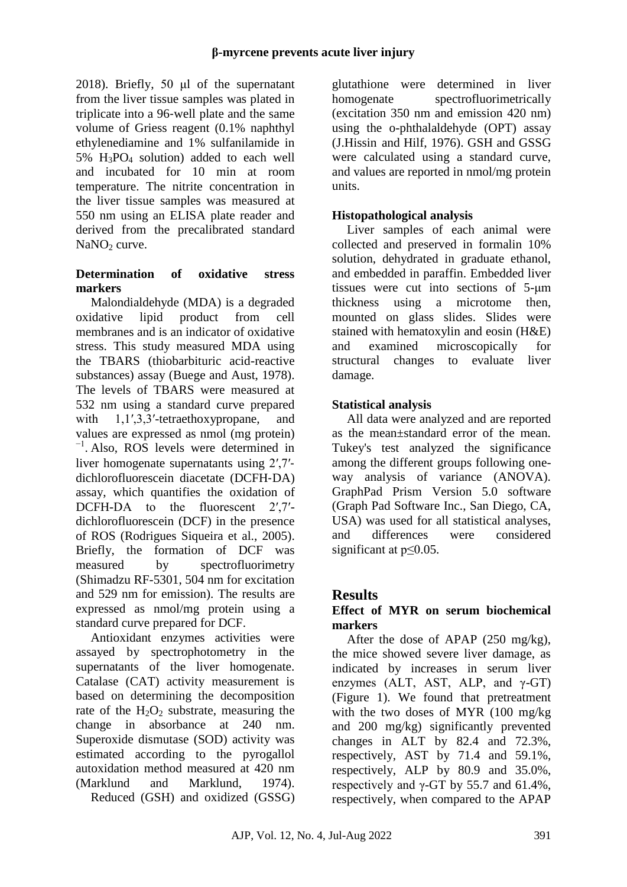2018). Briefly, 50 µl of the supernatant from the liver tissue samples was plated in triplicate into a 96-well plate and the same volume of Griess reagent (0.1% naphthyl ethylenediamine and 1% sulfanilamide in 5% $H_3PO_4$ solution) added to each well and incubated for 10 min at room temperature. The nitrite concentration in the liver tissue samples was measured at 550 nm using an ELISA plate reader and derived from the precalibrated standard $NaNO_2$ curve.

#### Determination of oxidative stress markers

Malondialdehyde (MDA) is a degraded oxidative lipid product from cell membranes and is an indicator of oxidative stress. This study measured MDA using the TBARS (thiobarbituric acid-reactive substances) assay (Buege and Aust, 1978). The levels of TBARS were measured at 532 nm using a standard curve prepared with 1,1′,3,3′-tetraethoxypropane, and values are expressed as nmol (mg protein)$^{-1}$. Also, ROS levels were determined in liver homogenate supernatants using 2′,7′-dichlorofluorescein diacetate (DCFH-DA) assay, which quantifies the oxidation of DCFH-DA to the fluorescent 2′,7′-dichlorofluorescein (DCF) in the presence of ROS (Rodrigues Siqueira et al., 2005). Briefly, the formation of DCF was measured by spectrofluorimetry (Shimadzu RF-5301, 504 nm for excitation and 529 nm for emission). The results are expressed as nmol/mg protein using a standard curve prepared for DCF.

Antioxidant enzymes activities were assayed by spectrophotometry in the supernatants of the liver homogenate. Catalase (CAT) activity measurement is based on determining the decomposition rate of the $H_2O_2$ substrate, measuring the change in absorbance at 240 nm. Superoxide dismutase (SOD) activity was estimated according to the pyrogallol autoxidation method measured at 420 nm (Marklund and Marklund, 1974).

Reduced (GSH) and oxidized (GSSG) glutathione were determined in liver homogenate spectrofluorimetrically (excitation 350 nm and emission 420 nm) using the o-phthalaldehyde (OPT) assay (J.Hissin and Hilf, 1976). GSH and GSSG were calculated using a standard curve, and values are reported in nmol/mg protein units.

#### Histopathological analysis

Liver samples of each animal were collected and preserved in formalin 10% solution, dehydrated in graduate ethanol, and embedded in paraffin. Embedded liver tissues were cut into sections of 5-µm thickness using a microtome then, mounted on glass slides. Slides were stained with hematoxylin and eosin (H&E) and examined microscopically for structural changes to evaluate liver damage.

#### Statistical analysis

All data were analyzed and are reported as the mean±standard error of the mean. Tukey's test analyzed the significance among the different groups following one-way analysis of variance (ANOVA). GraphPad Prism Version 5.0 software (Graph Pad Software Inc., San Diego, CA, USA) was used for all statistical analyses, and differences were considered significant at $p \leq 0.05$.

## Results

#### Effect of MYR on serum biochemical markers

After the dose of APAP (250 mg/kg), the mice showed severe liver damage, as indicated by increases in serum liver enzymes (ALT, AST, ALP, and γ-GT) (Figure 1). We found that pretreatment with the two doses of MYR (100 mg/kg and 200 mg/kg) significantly prevented changes in ALT by 82.4 and 72.3%, respectively, AST by 71.4 and 59.1%, respectively, ALP by 80.9 and 35.0%, respectively and γ-GT by 55.7 and 61.4%, respectively, when compared to the APAP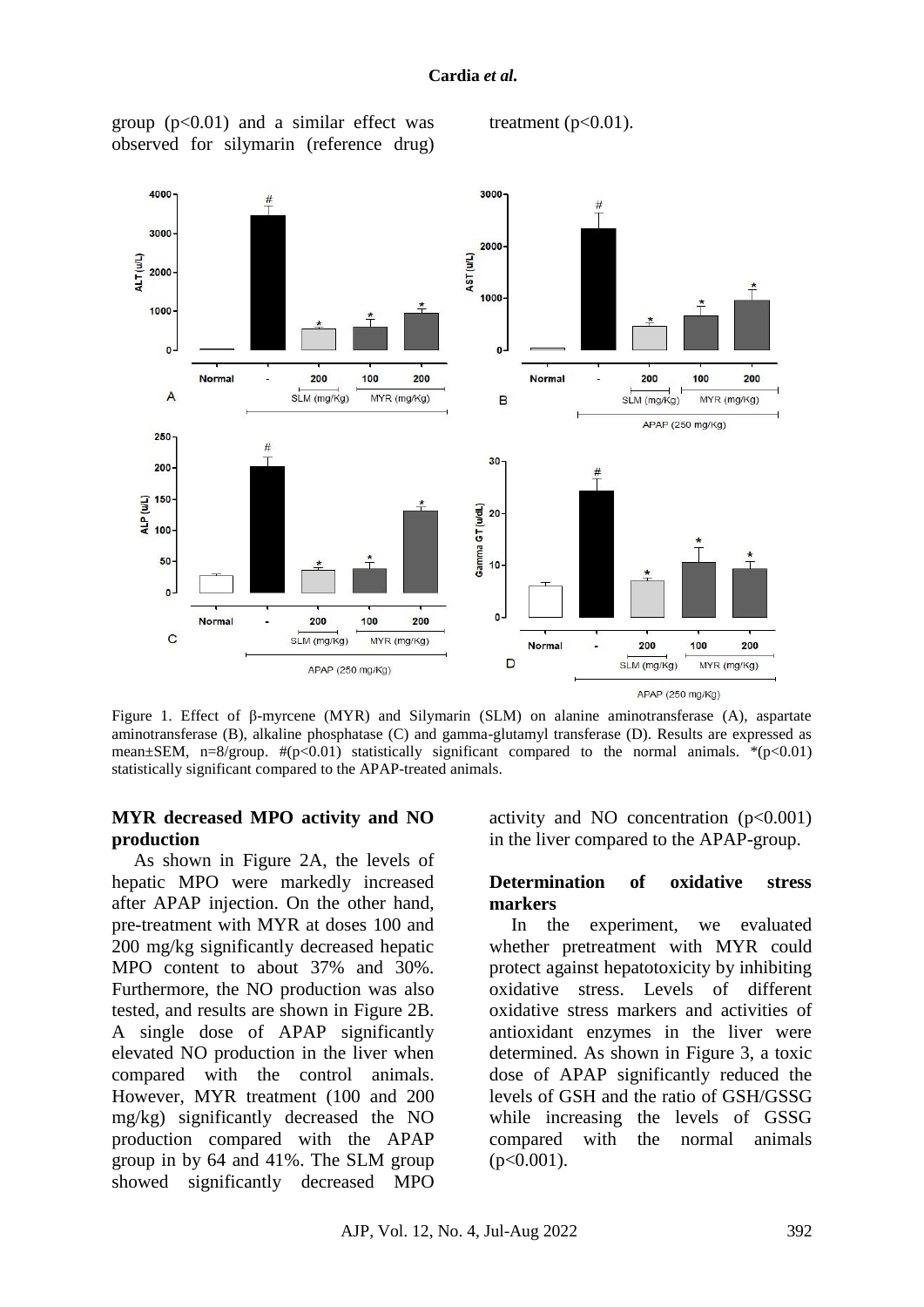group ($p<0.01$) and a similar effect was observed for silymarin (reference drug) treatment ($p<0.01$).

Figure 1. Effect of β-myrcene (MYR) and Silymarin (SLM) on alanine aminotransferase (A), aspartate aminotransferase (B), alkaline phosphatase (C) and gamma-glutamyl transferase (D). Results are expressed as mean±SEM, n=8/group. #($p<0.01$) statistically significant compared to the normal animals. *($p<0.01$) statistically significant compared to the APAP-treated animals.

**MYR decreased MPO activity and NO production**

As shown in Figure 2A, the levels of hepatic MPO were markedly increased after APAP injection. On the other hand, pre-treatment with MYR at doses 100 and 200 mg/kg significantly decreased hepatic MPO content to about 37% and 30%. Furthermore, the NO production was also tested, and results are shown in Figure 2B. A single dose of APAP significantly elevated NO production in the liver when compared with the control animals. However, MYR treatment (100 and 200 mg/kg) significantly decreased the NO production compared with the APAP group in by 64 and 41%. The SLM group showed significantly decreased MPO activity and NO concentration ($p<0.001$) in the liver compared to the APAP-group.

**Determination of oxidative stress markers**

In the experiment, we evaluated whether pretreatment with MYR could protect against hepatotoxicity by inhibiting oxidative stress. Levels of different oxidative stress markers and activities of antioxidant enzymes in the liver were determined. As shown in Figure 3, a toxic dose of APAP significantly reduced the levels of GSH and the ratio of GSH/GSSG while increasing the levels of GSSG compared with the normal animals ($p<0.001$).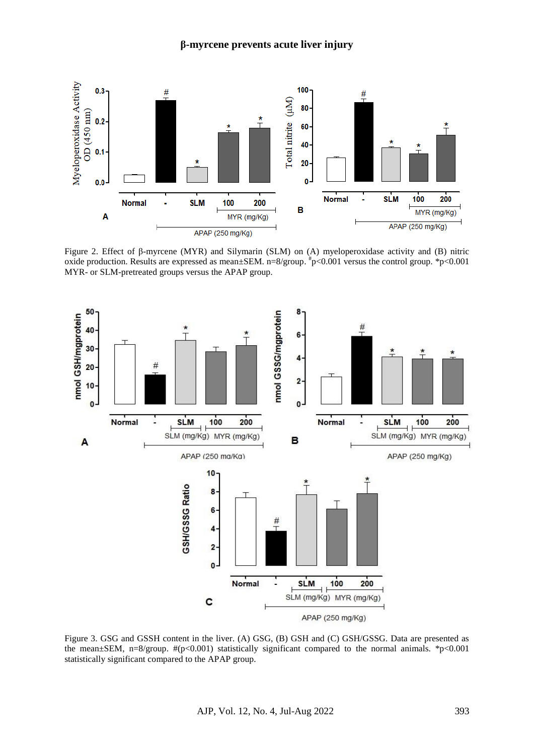Figure 2. Effect of β-myrcene (MYR) and Silymarin (SLM) on (A) myeloperoxidase activity and (B) nitric oxide production. Results are expressed as mean±SEM. n=8/group. [#]p<0.001 versus the control group. *p<0.001 MYR- or SLM-pretreated groups versus the APAP group.

Figure 3. GSG and GSSH content in the liver. (A) GSG, (B) GSH and (C) GSH/GSSG. Data are presented as the mean±SEM, n=8/group. #(p<0.001) statistically significant compared to the normal animals. *p<0.001 statistically significant compared to the APAP group.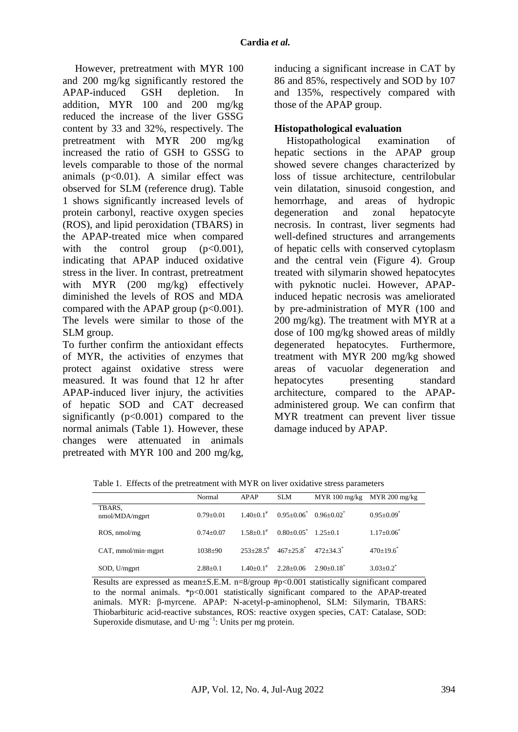However, pretreatment with MYR 100 and 200 mg/kg significantly restored the APAP-induced GSH depletion. In addition, MYR 100 and 200 mg/kg reduced the increase of the liver GSSG content by 33 and 32%, respectively. The pretreatment with MYR 200 mg/kg increased the ratio of GSH to GSSG to levels comparable to those of the normal animals ($p<0.01$). A similar effect was observed for SLM (reference drug). Table 1 shows significantly increased levels of protein carbonyl, reactive oxygen species (ROS), and lipid peroxidation (TBARS) in the APAP-treated mice when compared with the control group ($p<0.001$), indicating that APAP induced oxidative stress in the liver. In contrast, pretreatment with MYR (200 mg/kg) effectively diminished the levels of ROS and MDA compared with the APAP group ($p<0.001$). The levels were similar to those of the SLM group.

To further confirm the antioxidant effects of MYR, the activities of enzymes that protect against oxidative stress were measured. It was found that 12 hr after APAP-induced liver injury, the activities of hepatic SOD and CAT decreased significantly ($p<0.001$) compared to the normal animals (Table 1). However, these changes were attenuated in animals pretreated with MYR 100 and 200 mg/kg, inducing a significant increase in CAT by 86 and 85%, respectively and SOD by 107 and 135%, respectively compared with those of the APAP group.

### Histopathological evaluation

Histopathological examination of hepatic sections in the APAP group showed severe changes characterized by loss of tissue architecture, centrilobular vein dilatation, sinusoid congestion, and hemorrhage, and areas of hydropic degeneration and zonal hepatocyte necrosis. In contrast, liver segments had well-defined structures and arrangements of hepatic cells with conserved cytoplasm and the central vein (Figure 4). Group treated with silymarin showed hepatocytes with pyknotic nuclei. However, APAP-induced hepatic necrosis was ameliorated by pre-administration of MYR (100 and 200 mg/kg). The treatment with MYR at a dose of 100 mg/kg showed areas of mildly degenerated hepatocytes. Furthermore, treatment with MYR 200 mg/kg showed areas of vacuolar degeneration and hepatocytes presenting standard architecture, compared to the APAP-administered group. We can confirm that MYR treatment can prevent liver tissue damage induced by APAP.

Table 1. Effects of the pretreatment with MYR on liver oxidative stress parameters

| | Normal | APAP | SLM | MYR 100 mg/kg | MYR 200 mg/kg |
|---|---|---|---|---|---|
| TBARS, nmol/MDA/mgprt | 0.79±0.01 | 1.40±0.1# | 0.95±0.06* | 0.96±0.02* | 0.95±0.09* |
| ROS, nmol/mg | 0.74±0.07 | 1.58±0.1# | 0.80±0.05* | 1.25±0.1 | 1.17±0.06* |
| CAT, mmol/min·mgprt | 1038±90 | 253±28.5# | 467±25.8* | 472±34.3* | 470±19.6* |
| SOD, U/mgprt | 2.88±0.1 | 1.40±0.1# | 2.28±0.06 | 2.90±0.18* | 3.03±0.2* |

Results are expressed as mean±S.E.M. n=8/group #$p<0.001$ statistically significant compared to the normal animals. *$p<0.001$ statistically significant compared to the APAP-treated animals. MYR: β-myrcene. APAP: N-acetyl-p-aminophenol, SLM: Silymarin, TBARS: Thiobarbituric acid-reactive substances, ROS: reactive oxygen species, CAT: Catalase, SOD: Superoxide dismutase, and $U \cdot mg^{-1}$: Units per mg protein.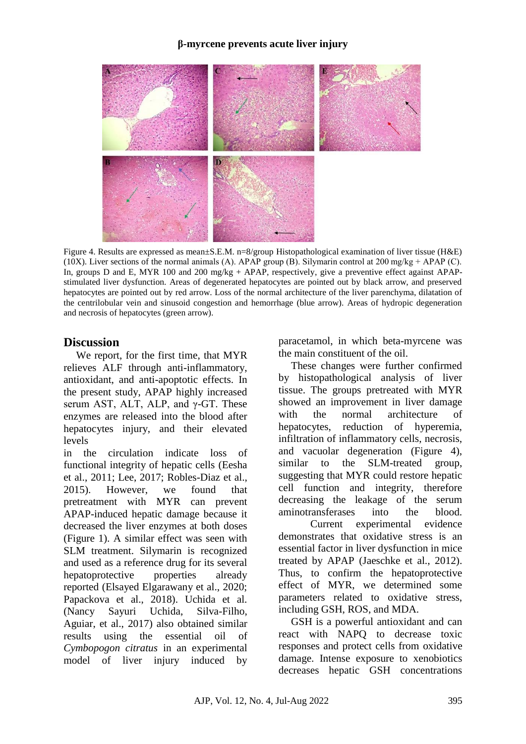Figure 4. Results are expressed as mean±S.E.M. n=8/group Histopathological examination of liver tissue (H&E) (10X). Liver sections of the normal animals (A). APAP group (B). Silymarin control at 200 mg/kg + APAP (C). In, groups D and E, MYR 100 and 200 mg/kg + APAP, respectively, give a preventive effect against APAP-stimulated liver dysfunction. Areas of degenerated hepatocytes are pointed out by black arrow, and preserved hepatocytes are pointed out by red arrow. Loss of the normal architecture of the liver parenchyma, dilatation of the centrilobular vein and sinusoid congestion and hemorrhage (blue arrow). Areas of hydropic degeneration and necrosis of hepatocytes (green arrow).

## Discussion

We report, for the first time, that MYR relieves ALF through anti-inflammatory, antioxidant, and anti-apoptotic effects. In the present study, APAP highly increased serum AST, ALT, ALP, and γ-GT. These enzymes are released into the blood after hepatocytes injury, and their elevated levels in the circulation indicate loss of functional integrity of hepatic cells (Eesha et al., 2011; Lee, 2017; Robles-Diaz et al., 2015). However, we found that pretreatment with MYR can prevent APAP-induced hepatic damage because it decreased the liver enzymes at both doses (Figure 1). A similar effect was seen with SLM treatment. Silymarin is recognized and used as a reference drug for its several hepatoprotective properties already reported (Elsayed Elgarawany et al., 2020; Papackova et al., 2018). Uchida et al. (Nancy Sayuri Uchida, Silva-Filho, Aguiar, et al., 2017) also obtained similar results using the essential oil of *Cymbopogon citratus* in an experimental model of liver injury induced by paracetamol, in which beta-myrcene was the main constituent of the oil.

These changes were further confirmed by histopathological analysis of liver tissue. The groups pretreated with MYR showed an improvement in liver damage with the normal architecture of hepatocytes, reduction of hyperemia, infiltration of inflammatory cells, necrosis, and vacuolar degeneration (Figure 4), similar to the SLM-treated group, suggesting that MYR could restore hepatic cell function and integrity, therefore decreasing the leakage of the serum aminotransferases into the blood.

Current experimental evidence demonstrates that oxidative stress is an essential factor in liver dysfunction in mice treated by APAP (Jaeschke et al., 2012). Thus, to confirm the hepatoprotective effect of MYR, we determined some parameters related to oxidative stress, including GSH, ROS, and MDA.

GSH is a powerful antioxidant and can react with NAPQ to decrease toxic responses and protect cells from oxidative damage. Intense exposure to xenobiotics decreases hepatic GSH concentrations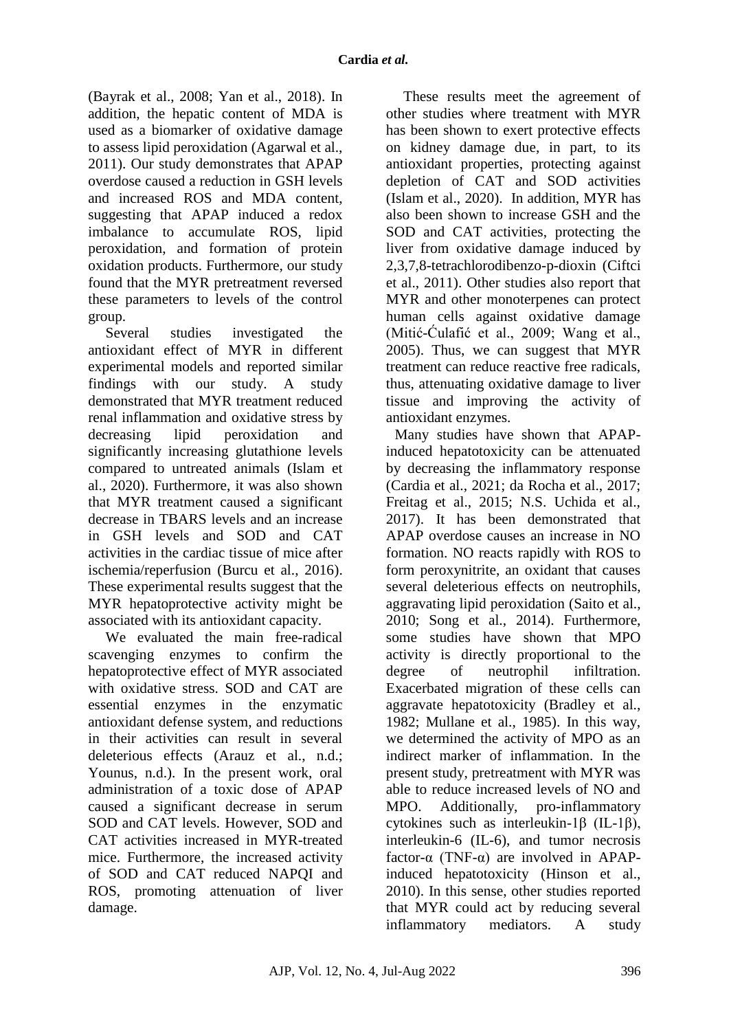(Bayrak et al., 2008; Yan et al., 2018). In addition, the hepatic content of MDA is used as a biomarker of oxidative damage to assess lipid peroxidation (Agarwal et al., 2011). Our study demonstrates that APAP overdose caused a reduction in GSH levels and increased ROS and MDA content, suggesting that APAP induced a redox imbalance to accumulate ROS, lipid peroxidation, and formation of protein oxidation products. Furthermore, our study found that the MYR pretreatment reversed these parameters to levels of the control group.

Several studies investigated the antioxidant effect of MYR in different experimental models and reported similar findings with our study. A study demonstrated that MYR treatment reduced renal inflammation and oxidative stress by decreasing lipid peroxidation and significantly increasing glutathione levels compared to untreated animals (Islam et al., 2020). Furthermore, it was also shown that MYR treatment caused a significant decrease in TBARS levels and an increase in GSH levels and SOD and CAT activities in the cardiac tissue of mice after ischemia/reperfusion (Burcu et al., 2016). These experimental results suggest that the MYR hepatoprotective activity might be associated with its antioxidant capacity.

We evaluated the main free-radical scavenging enzymes to confirm the hepatoprotective effect of MYR associated with oxidative stress. SOD and CAT are essential enzymes in the enzymatic antioxidant defense system, and reductions in their activities can result in several deleterious effects (Arauz et al., n.d.; Younus, n.d.). In the present work, oral administration of a toxic dose of APAP caused a significant decrease in serum SOD and CAT levels. However, SOD and CAT activities increased in MYR-treated mice. Furthermore, the increased activity of SOD and CAT reduced NAPQI and ROS, promoting attenuation of liver damage.

These results meet the agreement of other studies where treatment with MYR has been shown to exert protective effects on kidney damage due, in part, to its antioxidant properties, protecting against depletion of CAT and SOD activities (Islam et al., 2020). In addition, MYR has also been shown to increase GSH and the SOD and CAT activities, protecting the liver from oxidative damage induced by 2,3,7,8-tetrachlorodibenzo-p-dioxin (Ciftci et al., 2011). Other studies also report that MYR and other monoterpenes can protect human cells against oxidative damage (Mitić-Ćulafić et al., 2009; Wang et al., 2005). Thus, we can suggest that MYR treatment can reduce reactive free radicals, thus, attenuating oxidative damage to liver tissue and improving the activity of antioxidant enzymes.

Many studies have shown that APAP-induced hepatotoxicity can be attenuated by decreasing the inflammatory response (Cardia et al., 2021; da Rocha et al., 2017; Freitag et al., 2015; N.S. Uchida et al., 2017). It has been demonstrated that APAP overdose causes an increase in NO formation. NO reacts rapidly with ROS to form peroxynitrite, an oxidant that causes several deleterious effects on neutrophils, aggravating lipid peroxidation (Saito et al., 2010; Song et al., 2014). Furthermore, some studies have shown that MPO activity is directly proportional to the degree of neutrophil infiltration. Exacerbated migration of these cells can aggravate hepatotoxicity (Bradley et al., 1982; Mullane et al., 1985). In this way, we determined the activity of MPO as an indirect marker of inflammation. In the present study, pretreatment with MYR was able to reduce increased levels of NO and MPO. Additionally, pro-inflammatory cytokines such as interleukin-1β (IL-1β), interleukin-6 (IL-6), and tumor necrosis factor-α (TNF-α) are involved in APAP-induced hepatotoxicity (Hinson et al., 2010). In this sense, other studies reported that MYR could act by reducing several inflammatory mediators. A study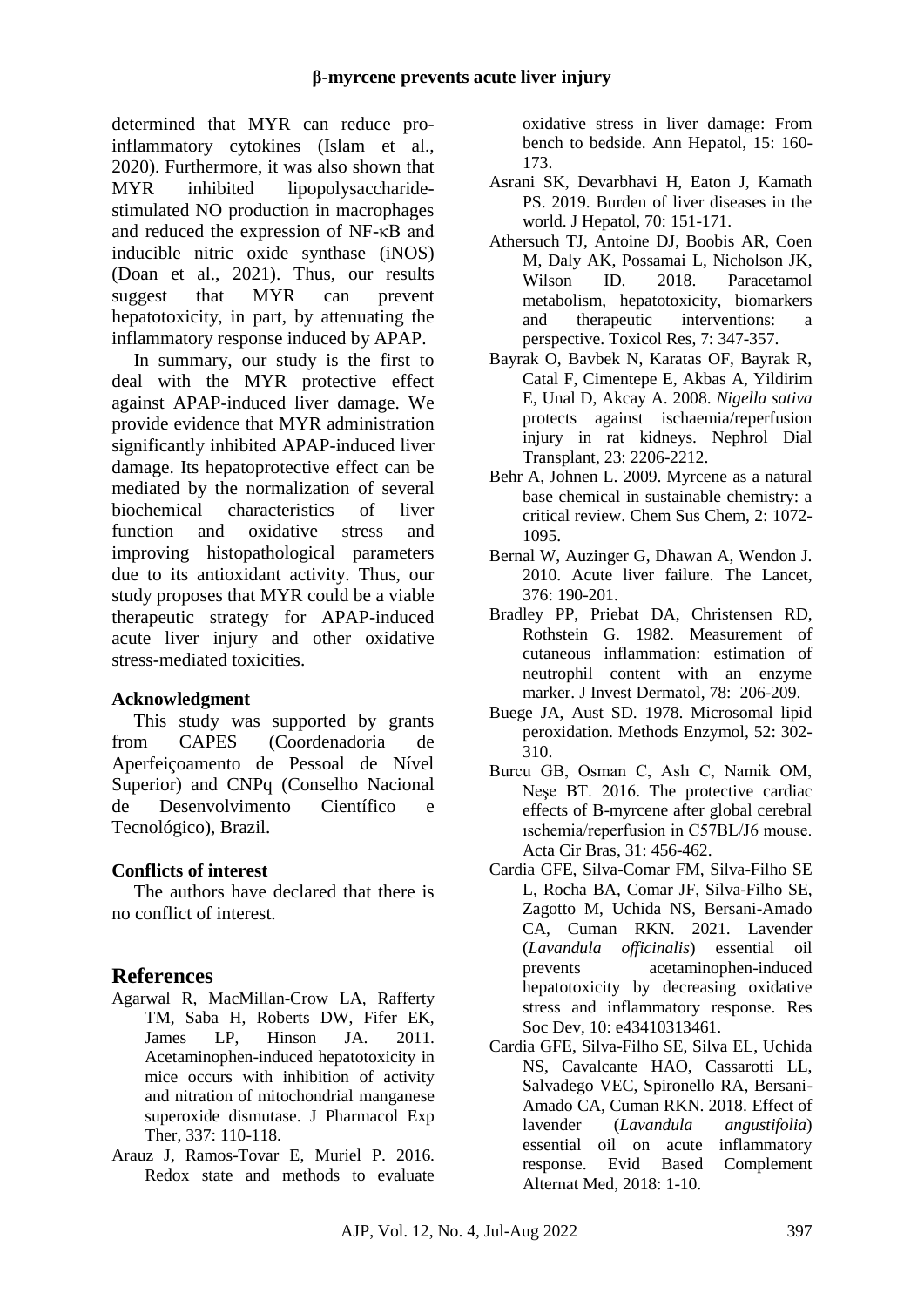determined that MYR can reduce pro-inflammatory cytokines (Islam et al., 2020). Furthermore, it was also shown that MYR inhibited lipopolysaccharide-stimulated NO production in macrophages and reduced the expression of NF-κB and inducible nitric oxide synthase (iNOS) (Doan et al., 2021). Thus, our results suggest that MYR can prevent hepatotoxicity, in part, by attenuating the inflammatory response induced by APAP.

In summary, our study is the first to deal with the MYR protective effect against APAP-induced liver damage. We provide evidence that MYR administration significantly inhibited APAP-induced liver damage. Its hepatoprotective effect can be mediated by the normalization of several biochemical characteristics of liver function and oxidative stress and improving histopathological parameters due to its antioxidant activity. Thus, our study proposes that MYR could be a viable therapeutic strategy for APAP-induced acute liver injury and other oxidative stress-mediated toxicities.

### Acknowledgment

This study was supported by grants from CAPES (Coordenadoria de Aperfeiçoamento de Pessoal de Nível Superior) and CNPq (Conselho Nacional de Desenvolvimento Científico e Tecnológico), Brazil.

### Conflicts of interest

The authors have declared that there is no conflict of interest.

## References

Agarwal R, MacMillan-Crow LA, Rafferty TM, Saba H, Roberts DW, Fifer EK, James LP, Hinson JA. 2011. Acetaminophen-induced hepatotoxicity in mice occurs with inhibition of activity and nitration of mitochondrial manganese superoxide dismutase. J Pharmacol Exp Ther, 337: 110-118.

Arauz J, Ramos-Tovar E, Muriel P. 2016. Redox state and methods to evaluate oxidative stress in liver damage: From bench to bedside. Ann Hepatol, 15: 160-173.

Asrani SK, Devarbhavi H, Eaton J, Kamath PS. 2019. Burden of liver diseases in the world. J Hepatol, 70: 151-171.

Athersuch TJ, Antoine DJ, Boobis AR, Coen M, Daly AK, Possamai L, Nicholson JK, Wilson ID. 2018. Paracetamol metabolism, hepatotoxicity, biomarkers and therapeutic interventions: a perspective. Toxicol Res, 7: 347-357.

Bayrak O, Bavbek N, Karatas OF, Bayrak R, Catal F, Cimentepe E, Akbas A, Yildirim E, Unal D, Akcay A. 2008. *Nigella sativa* protects against ischaemia/reperfusion injury in rat kidneys. Nephrol Dial Transplant, 23: 2206-2212.

Behr A, Johnen L. 2009. Myrcene as a natural base chemical in sustainable chemistry: a critical review. Chem Sus Chem, 2: 1072-1095.

Bernal W, Auzinger G, Dhawan A, Wendon J. 2010. Acute liver failure. The Lancet, 376: 190-201.

Bradley PP, Priebat DA, Christensen RD, Rothstein G. 1982. Measurement of cutaneous inflammation: estimation of neutrophil content with an enzyme marker. J Invest Dermatol, 78: 206-209.

Buege JA, Aust SD. 1978. Microsomal lipid peroxidation. Methods Enzymol, 52: 302-310.

Burcu GB, Osman C, Aslı C, Namik OM, Neşe BT. 2016. The protective cardiac effects of B-myrcene after global cerebral ıschemia/reperfusion in C57BL/J6 mouse. Acta Cir Bras, 31: 456-462.

Cardia GFE, Silva-Comar FM, Silva-Filho SE L, Rocha BA, Comar JF, Silva-Filho SE, Zagotto M, Uchida NS, Bersani-Amado CA, Cuman RKN. 2021. Lavender (*Lavandula officinalis*) essential oil prevents acetaminophen-induced hepatotoxicity by decreasing oxidative stress and inflammatory response. Res Soc Dev, 10: e43410313461.

Cardia GFE, Silva-Filho SE, Silva EL, Uchida NS, Cavalcante HAO, Cassarotti LL, Salvadego VEC, Spironello RA, Bersani-Amado CA, Cuman RKN. 2018. Effect of lavender (*Lavandula angustifolia*) essential oil on acute inflammatory response. Evid Based Complement Alternat Med, 2018: 1-10.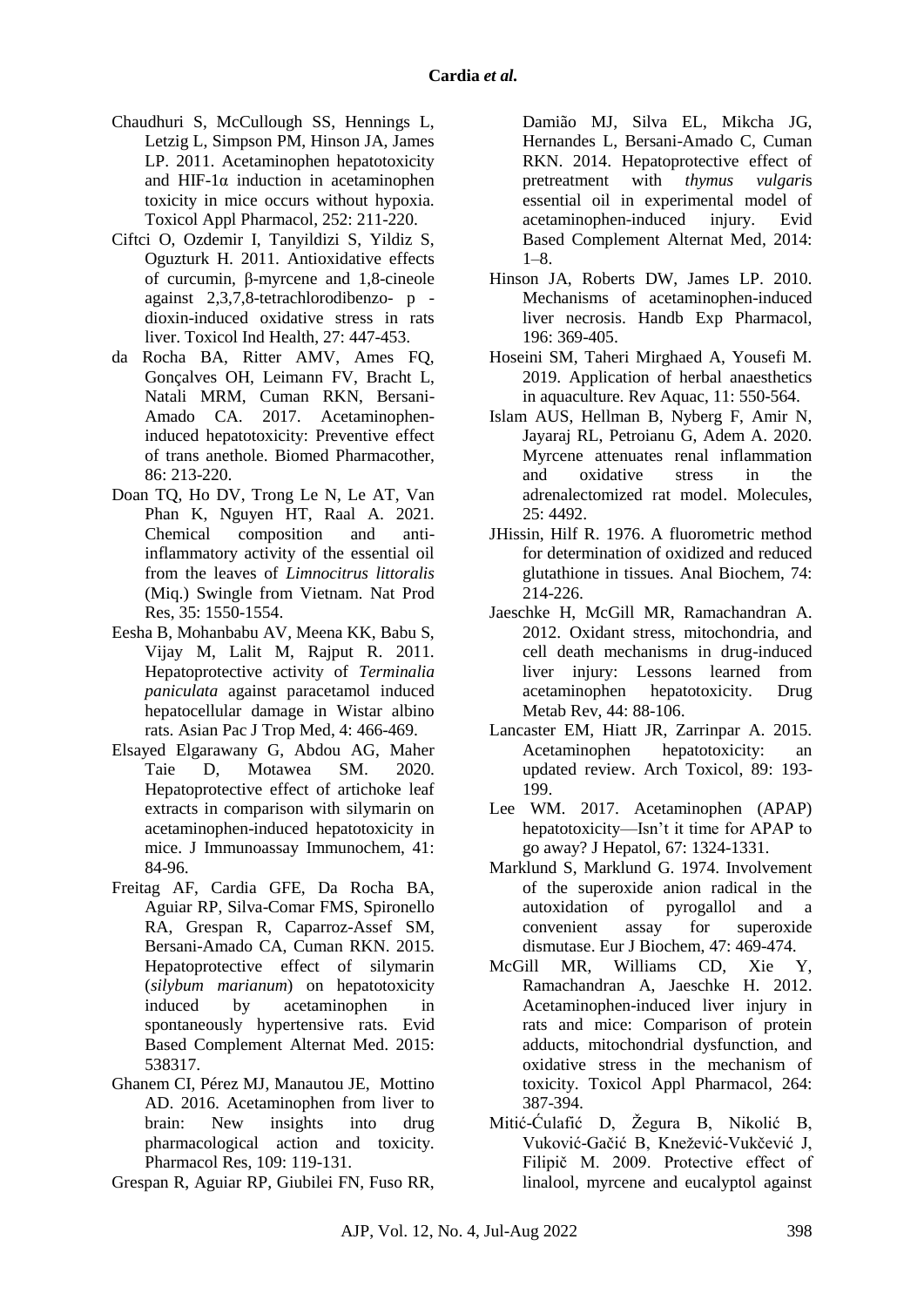Chaudhuri S, McCullough SS, Hennings L, Letzig L, Simpson PM, Hinson JA, James LP. 2011. Acetaminophen hepatotoxicity and HIF-1α induction in acetaminophen toxicity in mice occurs without hypoxia. Toxicol Appl Pharmacol, 252: 211-220.

Ciftci O, Ozdemir I, Tanyildizi S, Yildiz S, Oguzturk H. 2011. Antioxidative effects of curcumin, β-myrcene and 1,8-cineole against 2,3,7,8-tetrachlorodibenzo- p - dioxin-induced oxidative stress in rats liver. Toxicol Ind Health, 27: 447-453.

da Rocha BA, Ritter AMV, Ames FQ, Gonçalves OH, Leimann FV, Bracht L, Natali MRM, Cuman RKN, Bersani-Amado CA. 2017. Acetaminophen-induced hepatotoxicity: Preventive effect of trans anethole. Biomed Pharmacother, 86: 213-220.

Doan TQ, Ho DV, Trong Le N, Le AT, Van Phan K, Nguyen HT, Raal A. 2021. Chemical composition and anti-inflammatory activity of the essential oil from the leaves of *Limnocitrus littoralis* (Miq.) Swingle from Vietnam. Nat Prod Res, 35: 1550-1554.

Eesha B, Mohanbabu AV, Meena KK, Babu S, Vijay M, Lalit M, Rajput R. 2011. Hepatoprotective activity of *Terminalia paniculata* against paracetamol induced hepatocellular damage in Wistar albino rats. Asian Pac J Trop Med, 4: 466-469.

Elsayed Elgarawany G, Abdou AG, Maher Taie D, Motawea SM. 2020. Hepatoprotective effect of artichoke leaf extracts in comparison with silymarin on acetaminophen-induced hepatotoxicity in mice. J Immunoassay Immunochem, 41: 84-96.

Freitag AF, Cardia GFE, Da Rocha BA, Aguiar RP, Silva-Comar FMS, Spironello RA, Grespan R, Caparroz-Assef SM, Bersani-Amado CA, Cuman RKN. 2015. Hepatoprotective effect of silymarin (*silybum marianum*) on hepatotoxicity induced by acetaminophen in spontaneously hypertensive rats. Evid Based Complement Alternat Med. 2015: 538317.

Ghanem CI, Pérez MJ, Manautou JE, Mottino AD. 2016. Acetaminophen from liver to brain: New insights into drug pharmacological action and toxicity. Pharmacol Res, 109: 119-131.

Grespan R, Aguiar RP, Giubilei FN, Fuso RR, Damião MJ, Silva EL, Mikcha JG, Hernandes L, Bersani-Amado C, Cuman RKN. 2014. Hepatoprotective effect of pretreatment with *thymus vulgaris* essential oil in experimental model of acetaminophen-induced injury. Evid Based Complement Alternat Med, 2014: 1–8.

Hinson JA, Roberts DW, James LP. 2010. Mechanisms of acetaminophen-induced liver necrosis. Handb Exp Pharmacol, 196: 369-405.

Hoseini SM, Taheri Mirghaed A, Yousefi M. 2019. Application of herbal anaesthetics in aquaculture. Rev Aquac, 11: 550-564.

Islam AUS, Hellman B, Nyberg F, Amir N, Jayaraj RL, Petroianu G, Adem A. 2020. Myrcene attenuates renal inflammation and oxidative stress in the adrenalectomized rat model. Molecules, 25: 4492.

JHissin, Hilf R. 1976. A fluorometric method for determination of oxidized and reduced glutathione in tissues. Anal Biochem, 74: 214-226.

Jaeschke H, McGill MR, Ramachandran A. 2012. Oxidant stress, mitochondria, and cell death mechanisms in drug-induced liver injury: Lessons learned from acetaminophen hepatotoxicity. Drug Metab Rev, 44: 88-106.

Lancaster EM, Hiatt JR, Zarrinpar A. 2015. Acetaminophen hepatotoxicity: an updated review. Arch Toxicol, 89: 193-199.

Lee WM. 2017. Acetaminophen (APAP) hepatotoxicity—Isn't it time for APAP to go away? J Hepatol, 67: 1324-1331.

Marklund S, Marklund G. 1974. Involvement of the superoxide anion radical in the autoxidation of pyrogallol and a convenient assay for superoxide dismutase. Eur J Biochem, 47: 469-474.

McGill MR, Williams CD, Xie Y, Ramachandran A, Jaeschke H. 2012. Acetaminophen-induced liver injury in rats and mice: Comparison of protein adducts, mitochondrial dysfunction, and oxidative stress in the mechanism of toxicity. Toxicol Appl Pharmacol, 264: 387-394.

Mitić-Ćulafić D, Žegura B, Nikolić B, Vuković-Gačić B, Knežević-Vukčević J, Filipič M. 2009. Protective effect of linalool, myrcene and eucalyptol against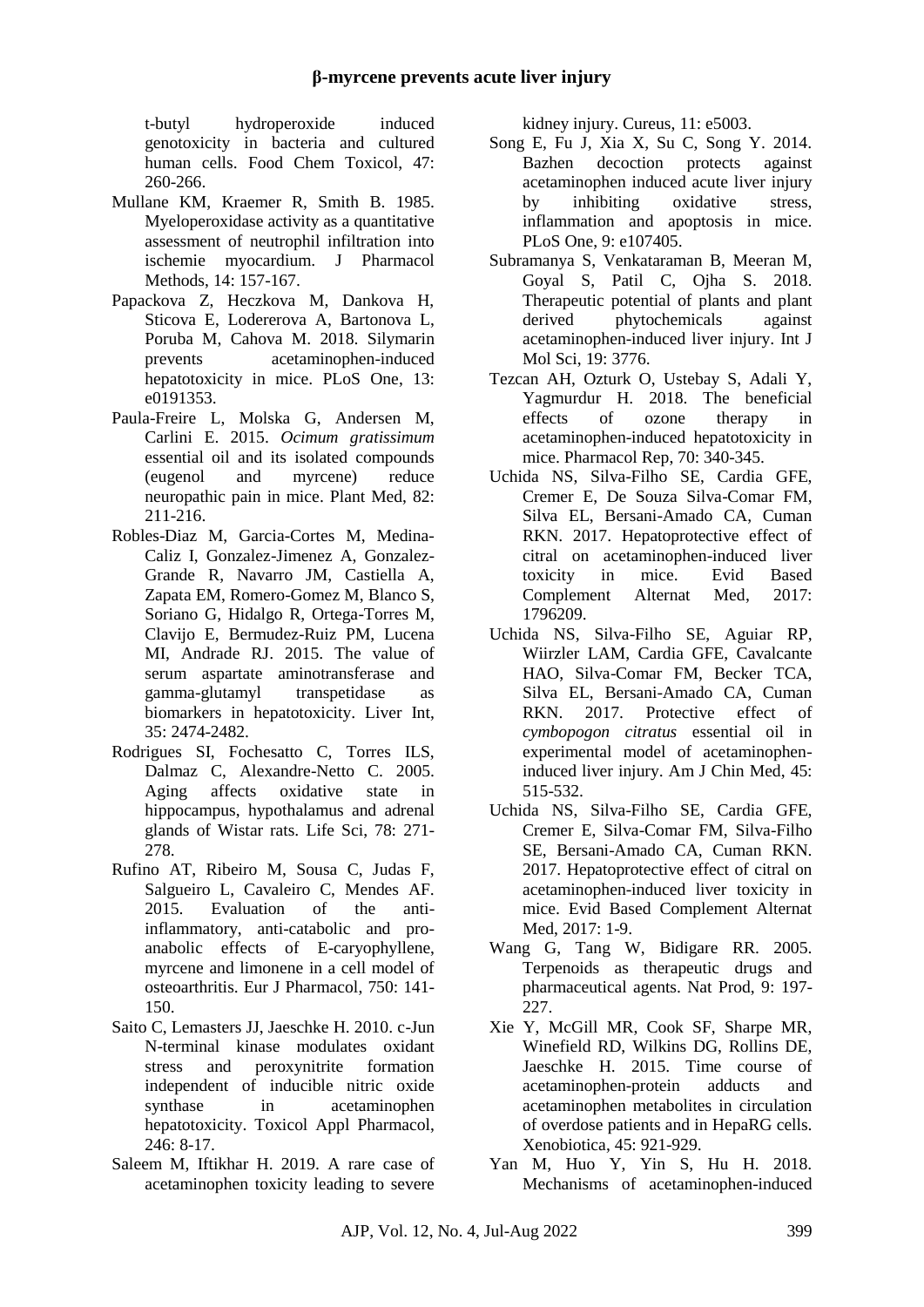t-butyl hydroperoxide induced genotoxicity in bacteria and cultured human cells. Food Chem Toxicol, 47: 260-266.

Mullane KM, Kraemer R, Smith B. 1985. Myeloperoxidase activity as a quantitative assessment of neutrophil infiltration into ischemie myocardium. J Pharmacol Methods, 14: 157-167.

Papackova Z, Heczkova M, Dankova H, Sticova E, Lodererova A, Bartonova L, Poruba M, Cahova M. 2018. Silymarin prevents acetaminophen-induced hepatotoxicity in mice. PLoS One, 13: e0191353.

Paula-Freire L, Molska G, Andersen M, Carlini E. 2015. *Ocimum gratissimum* essential oil and its isolated compounds (eugenol and myrcene) reduce neuropathic pain in mice. Plant Med, 82: 211-216.

Robles-Diaz M, Garcia-Cortes M, Medina-Caliz I, Gonzalez-Jimenez A, Gonzalez-Grande R, Navarro JM, Castiella A, Zapata EM, Romero-Gomez M, Blanco S, Soriano G, Hidalgo R, Ortega-Torres M, Clavijo E, Bermudez-Ruiz PM, Lucena MI, Andrade RJ. 2015. The value of serum aspartate aminotransferase and gamma-glutamyl transpetidase as biomarkers in hepatotoxicity. Liver Int, 35: 2474-2482.

Rodrigues SI, Fochesatto C, Torres ILS, Dalmaz C, Alexandre-Netto C. 2005. Aging affects oxidative state in hippocampus, hypothalamus and adrenal glands of Wistar rats. Life Sci, 78: 271-278.

Rufino AT, Ribeiro M, Sousa C, Judas F, Salgueiro L, Cavaleiro C, Mendes AF. 2015. Evaluation of the anti-inflammatory, anti-catabolic and pro-anabolic effects of E-caryophyllene, myrcene and limonene in a cell model of osteoarthritis. Eur J Pharmacol, 750: 141-150.

Saito C, Lemasters JJ, Jaeschke H. 2010. c-Jun N-terminal kinase modulates oxidant stress and peroxynitrite formation independent of inducible nitric oxide synthase in acetaminophen hepatotoxicity. Toxicol Appl Pharmacol, 246: 8-17.

Saleem M, Iftikhar H. 2019. A rare case of acetaminophen toxicity leading to severe kidney injury. Cureus, 11: e5003.

Song E, Fu J, Xia X, Su C, Song Y. 2014. Bazhen decoction protects against acetaminophen induced acute liver injury by inhibiting oxidative stress, inflammation and apoptosis in mice. PLoS One, 9: e107405.

Subramanya S, Venkataraman B, Meeran M, Goyal S, Patil C, Ojha S. 2018. Therapeutic potential of plants and plant derived phytochemicals against acetaminophen-induced liver injury. Int J Mol Sci, 19: 3776.

Tezcan AH, Ozturk O, Ustebay S, Adali Y, Yagmurdur H. 2018. The beneficial effects of ozone therapy in acetaminophen-induced hepatotoxicity in mice. Pharmacol Rep, 70: 340-345.

Uchida NS, Silva-Filho SE, Cardia GFE, Cremer E, De Souza Silva-Comar FM, Silva EL, Bersani-Amado CA, Cuman RKN. 2017. Hepatoprotective effect of citral on acetaminophen-induced liver toxicity in mice. Evid Based Complement Alternat Med, 2017: 1796209.

Uchida NS, Silva-Filho SE, Aguiar RP, Wiirzler LAM, Cardia GFE, Cavalcante HAO, Silva-Comar FM, Becker TCA, Silva EL, Bersani-Amado CA, Cuman RKN. 2017. Protective effect of *cymbopogon citratus* essential oil in experimental model of acetaminophen-induced liver injury. Am J Chin Med, 45: 515-532.

Uchida NS, Silva-Filho SE, Cardia GFE, Cremer E, Silva-Comar FM, Silva-Filho SE, Bersani-Amado CA, Cuman RKN. 2017. Hepatoprotective effect of citral on acetaminophen-induced liver toxicity in mice. Evid Based Complement Alternat Med, 2017: 1-9.

Wang G, Tang W, Bidigare RR. 2005. Terpenoids as therapeutic drugs and pharmaceutical agents. Nat Prod, 9: 197-227.

Xie Y, McGill MR, Cook SF, Sharpe MR, Winefield RD, Wilkins DG, Rollins DE, Jaeschke H. 2015. Time course of acetaminophen-protein adducts and acetaminophen metabolites in circulation of overdose patients and in HepaRG cells. Xenobiotica, 45: 921-929.

Yan M, Huo Y, Yin S, Hu H. 2018. Mechanisms of acetaminophen-induced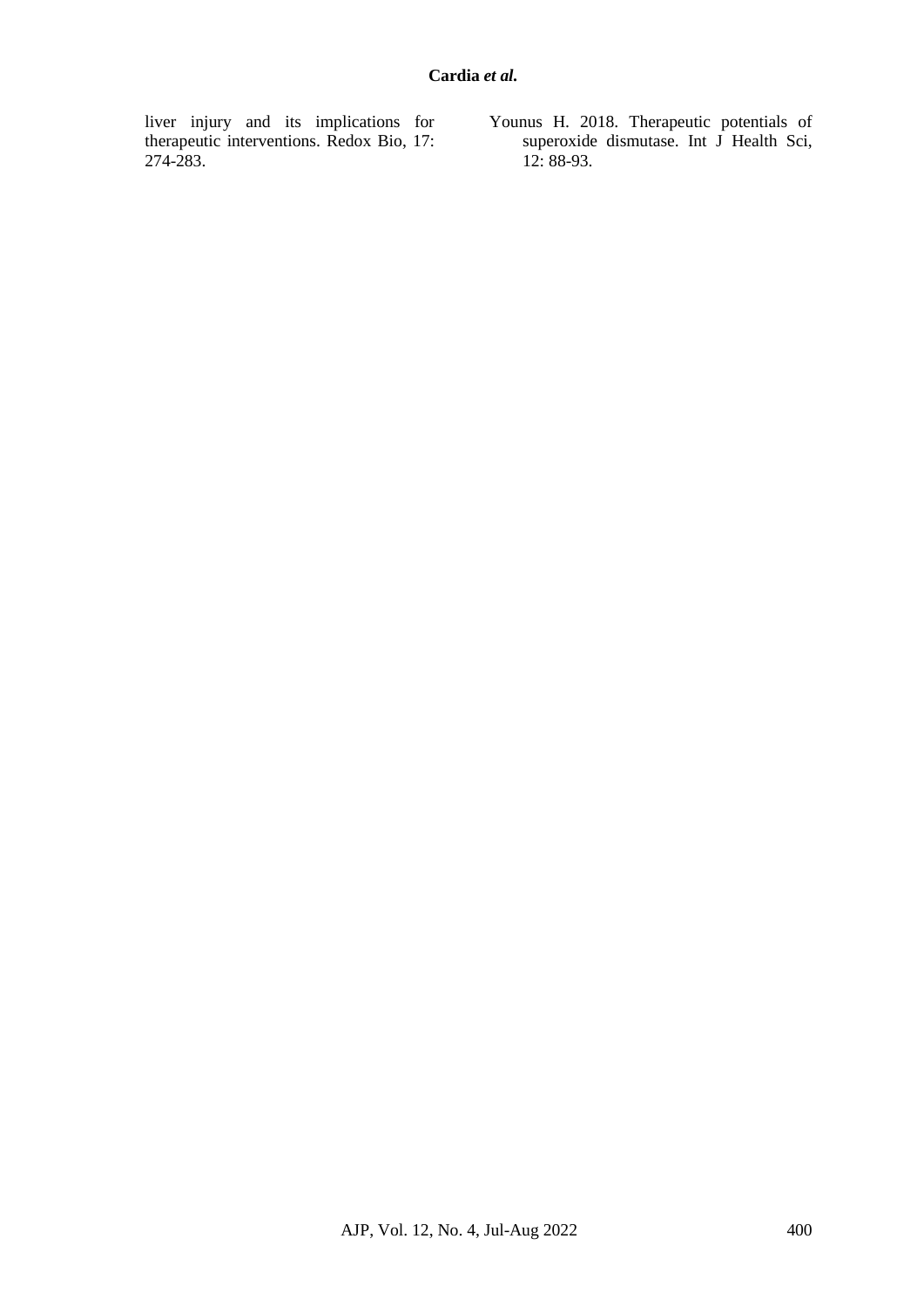liver injury and its implications for therapeutic interventions. Redox Bio, 17: 274-283.

Younus H. 2018. Therapeutic potentials of superoxide dismutase. Int J Health Sci, 12: 88-93.